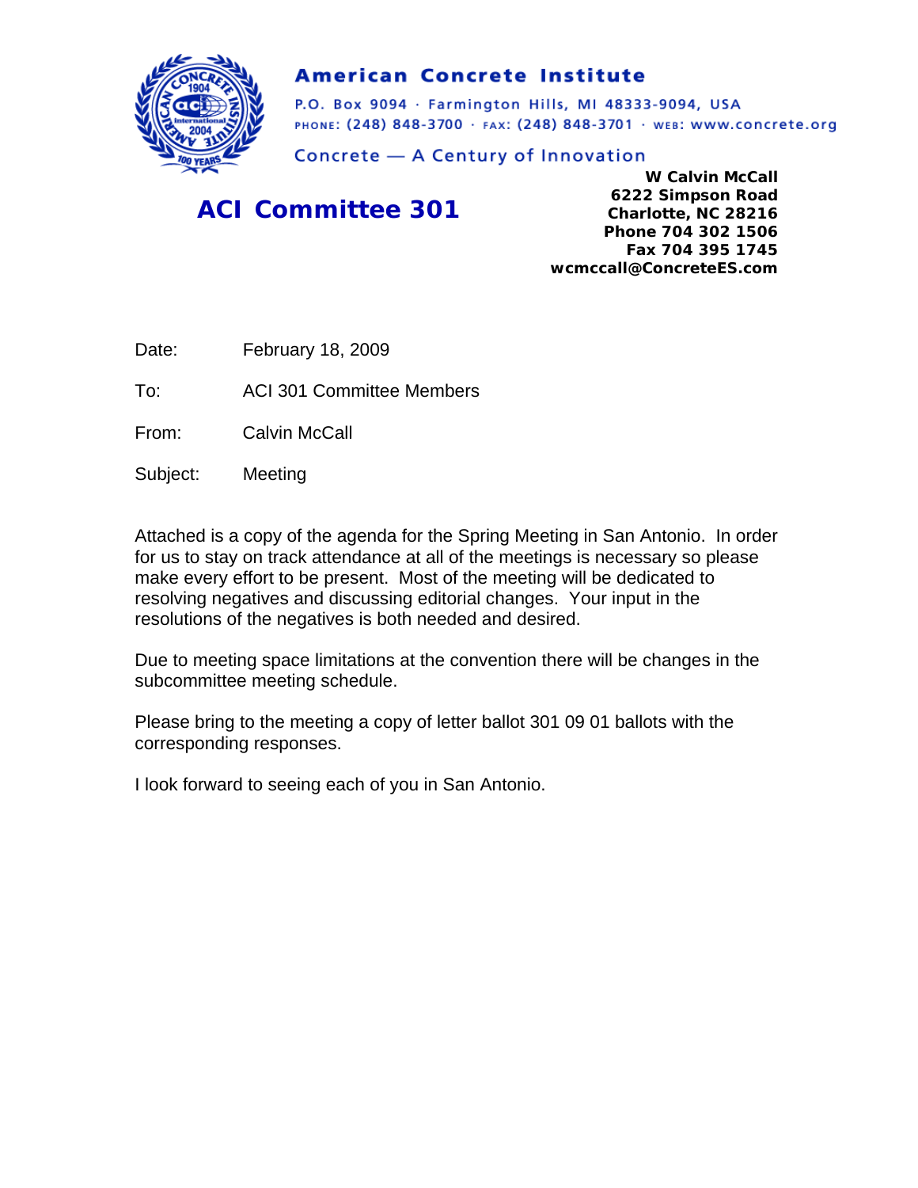**American Concrete Institute**

P.O. Box 9094 · Farmington Hills, MI 48333-9094, USA
PHONE: (248) 848-3700 · FAX: (248) 848-3701 · WEB: www.concrete.org

Concrete — A Century of Innovation

## ACI Committee 301

**W Calvin McCall**
**6222 Simpson Road**
**Charlotte, NC 28216**
**Phone 704 302 1506**
**Fax 704 395 1745**
**wcmccall@ConcreteES.com**

Date: February 18, 2009

To: ACI 301 Committee Members

From: Calvin McCall

Subject: Meeting

Attached is a copy of the agenda for the Spring Meeting in San Antonio. In order for us to stay on track attendance at all of the meetings is necessary so please make every effort to be present. Most of the meeting will be dedicated to resolving negatives and discussing editorial changes. Your input in the resolutions of the negatives is both needed and desired.

Due to meeting space limitations at the convention there will be changes in the subcommittee meeting schedule.

Please bring to the meeting a copy of letter ballot 301 09 01 ballots with the corresponding responses.

I look forward to seeing each of you in San Antonio.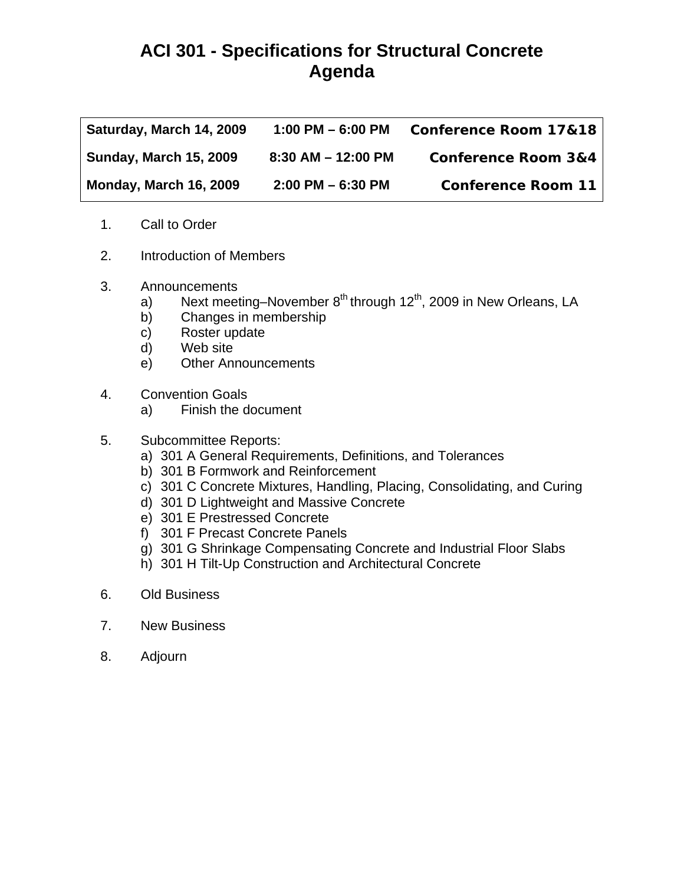# ACI 301 - Specifications for Structural Concrete
# Agenda

| | | |
|---|---|---|
| **Saturday, March 14, 2009** | **1:00 PM – 6:00 PM** | **Conference Room 17&18** |
| **Sunday, March 15, 2009** | **8:30 AM – 12:00 PM** | **Conference Room 3&4** |
| **Monday, March 16, 2009** | **2:00 PM – 6:30 PM** | **Conference Room 11** |

1. Call to Order

2. Introduction of Members

3. Announcements
   a) Next meeting–November 8th through 12th, 2009 in New Orleans, LA
   b) Changes in membership
   c) Roster update
   d) Web site
   e) Other Announcements

4. Convention Goals
   a) Finish the document

5. Subcommittee Reports:
   a) 301 A General Requirements, Definitions, and Tolerances
   b) 301 B Formwork and Reinforcement
   c) 301 C Concrete Mixtures, Handling, Placing, Consolidating, and Curing
   d) 301 D Lightweight and Massive Concrete
   e) 301 E Prestressed Concrete
   f) 301 F Precast Concrete Panels
   g) 301 G Shrinkage Compensating Concrete and Industrial Floor Slabs
   h) 301 H Tilt-Up Construction and Architectural Concrete

6. Old Business

7. New Business

8. Adjourn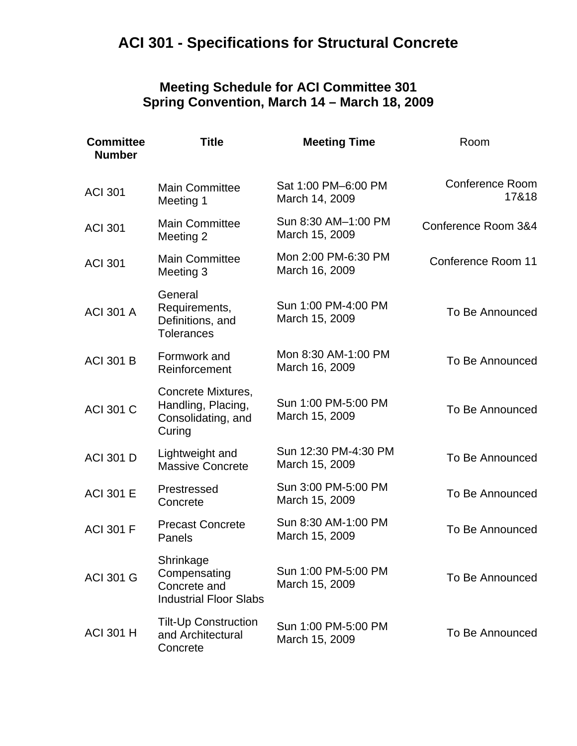# ACI 301 - Specifications for Structural Concrete

## Meeting Schedule for ACI Committee 301
## Spring Convention, March 14 – March 18, 2009

| Committee Number | Title | Meeting Time | Room |
|---|---|---|---|
| ACI 301 | Main Committee Meeting 1 | Sat 1:00 PM–6:00 PM March 14, 2009 | Conference Room 17&18 |
| ACI 301 | Main Committee Meeting 2 | Sun 8:30 AM–1:00 PM March 15, 2009 | Conference Room 3&4 |
| ACI 301 | Main Committee Meeting 3 | Mon 2:00 PM-6:30 PM March 16, 2009 | Conference Room 11 |
| ACI 301 A | General Requirements, Definitions, and Tolerances | Sun 1:00 PM-4:00 PM March 15, 2009 | To Be Announced |
| ACI 301 B | Formwork and Reinforcement | Mon 8:30 AM-1:00 PM March 16, 2009 | To Be Announced |
| ACI 301 C | Concrete Mixtures, Handling, Placing, Consolidating, and Curing | Sun 1:00 PM-5:00 PM March 15, 2009 | To Be Announced |
| ACI 301 D | Lightweight and Massive Concrete | Sun 12:30 PM-4:30 PM March 15, 2009 | To Be Announced |
| ACI 301 E | Prestressed Concrete | Sun 3:00 PM-5:00 PM March 15, 2009 | To Be Announced |
| ACI 301 F | Precast Concrete Panels | Sun 8:30 AM-1:00 PM March 15, 2009 | To Be Announced |
| ACI 301 G | Shrinkage Compensating Concrete and Industrial Floor Slabs | Sun 1:00 PM-5:00 PM March 15, 2009 | To Be Announced |
| ACI 301 H | Tilt-Up Construction and Architectural Concrete | Sun 1:00 PM-5:00 PM March 15, 2009 | To Be Announced |